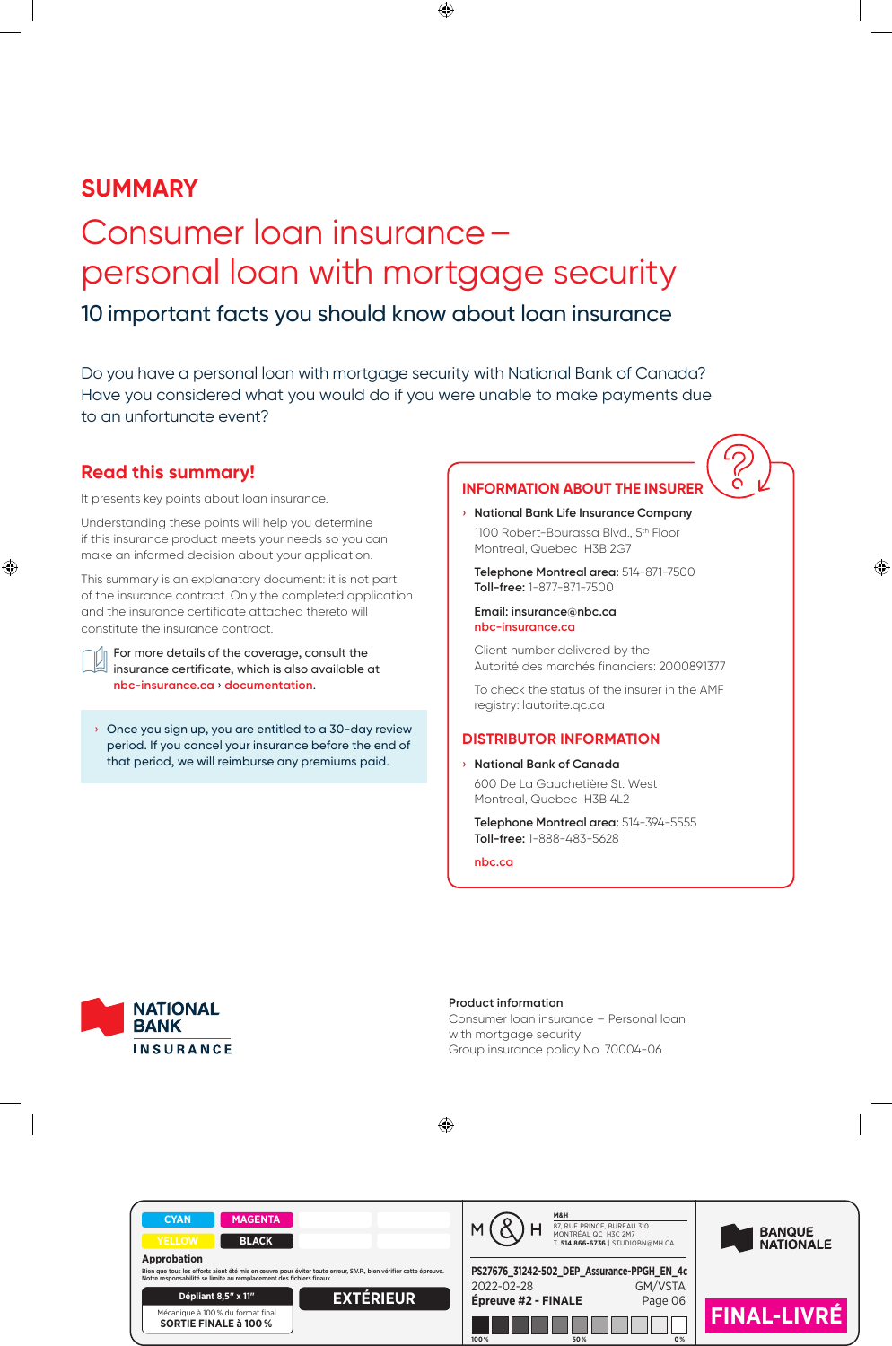## SUMMARY

# Consumer loan insurance – personal loan with mortgage security

### 10 important facts you should know about loan insurance

Do you have a personal loan with mortgage security with National Bank of Canada? Have you considered what you would do if you were unable to make payments due to an unfortunate event?

## Read this summary!

It presents key points about loan insurance.

Understanding these points will help you determine if this insurance product meets your needs so you can make an informed decision about your application.

This summary is an explanatory document: it is not part of the insurance contract. Only the completed application and the insurance certificate attached thereto will constitute the insurance contract.

For more details of the coverage, consult the insurance certificate, which is also available at nbc-insurance.ca › documentation.

› Once you sign up, you are entitled to a 30-day review period. If you cancel your insurance before the end of that period, we will reimburse any premiums paid.

## INFORMATION ABOUT THE INSURER

› **National Bank Life Insurance Company**

1100 Robert-Bourassa Blvd., 5th Floor
Montreal, Quebec H3B 2G7

**Telephone Montreal area:** 514-871-7500
**Toll-free:** 1-877-871-7500

**Email: insurance@nbc.ca**
nbc-insurance.ca

Client number delivered by the Autorité des marchés financiers: 2000891377

To check the status of the insurer in the AMF registry: lautorite.qc.ca

## DISTRIBUTOR INFORMATION

› **National Bank of Canada**

600 De La Gauchetière St. West
Montreal, Quebec H3B 4L2

**Telephone Montreal area:** 514-394-5555
**Toll-free:** 1-888-483-5628

nbc.ca

NATIONAL BANK INSURANCE

**Product information**
Consumer loan insurance – Personal loan with mortgage security
Group insurance policy No. 70004-06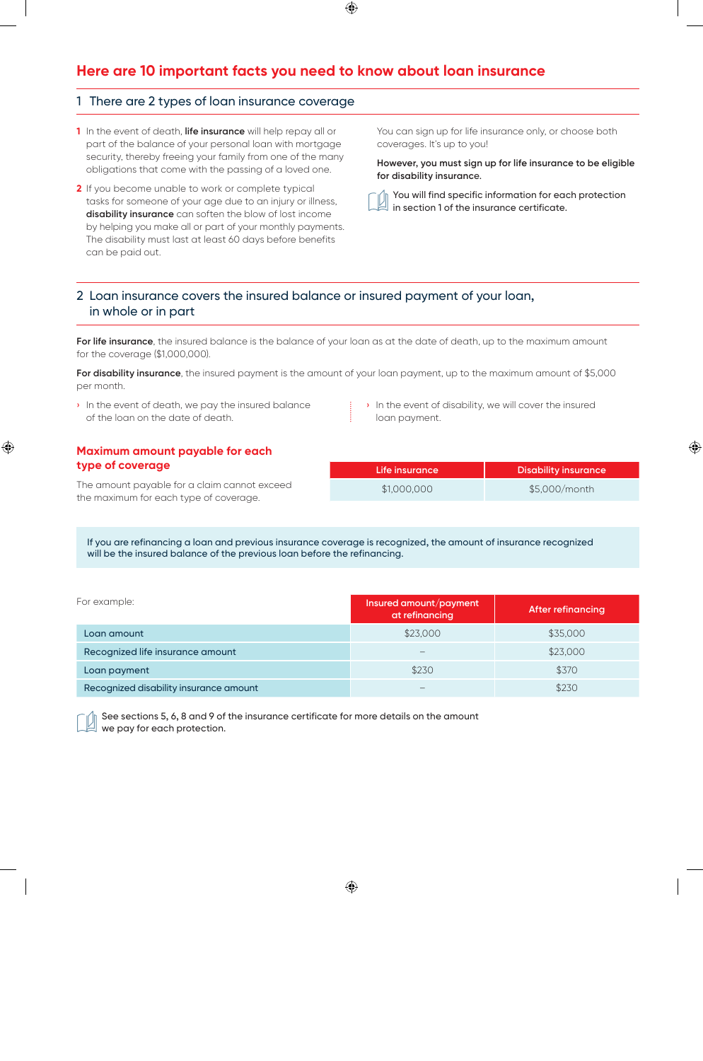# Here are 10 important facts you need to know about loan insurance

## 1 There are 2 types of loan insurance coverage

1. In the event of death, **life insurance** will help repay all or part of the balance of your personal loan with mortgage security, thereby freeing your family from one of the many obligations that come with the passing of a loved one.
2. If you become unable to work or complete typical tasks for someone of your age due to an injury or illness, **disability insurance** can soften the blow of lost income by helping you make all or part of your monthly payments. The disability must last at least 60 days before benefits can be paid out.

You can sign up for life insurance only, or choose both coverages. It's up to you!

**However, you must sign up for life insurance to be eligible for disability insurance.**

You will find specific information for each protection in section 1 of the insurance certificate.

## 2 Loan insurance covers the insured balance or insured payment of your loan, in whole or in part

**For life insurance**, the insured balance is the balance of your loan as at the date of death, up to the maximum amount for the coverage ($1,000,000).

**For disability insurance**, the insured payment is the amount of your loan payment, up to the maximum amount of $5,000 per month.

- In the event of death, we pay the insured balance of the loan on the date of death.
- In the event of disability, we will cover the insured loan payment.

### Maximum amount payable for each type of coverage

The amount payable for a claim cannot exceed the maximum for each type of coverage.

| Life insurance | Disability insurance |
| --- | --- |
| $1,000,000 | $5,000/month |

If you are refinancing a loan and previous insurance coverage is recognized, the amount of insurance recognized will be the insured balance of the previous loan before the refinancing.

For example:

| | Insured amount/payment at refinancing | After refinancing |
| --- | --- | --- |
| Loan amount | $23,000 | $35,000 |
| Recognized life insurance amount | – | $23,000 |
| Loan payment | $230 | $370 |
| Recognized disability insurance amount | – | $230 |

See sections 5, 6, 8 and 9 of the insurance certificate for more details on the amount we pay for each protection.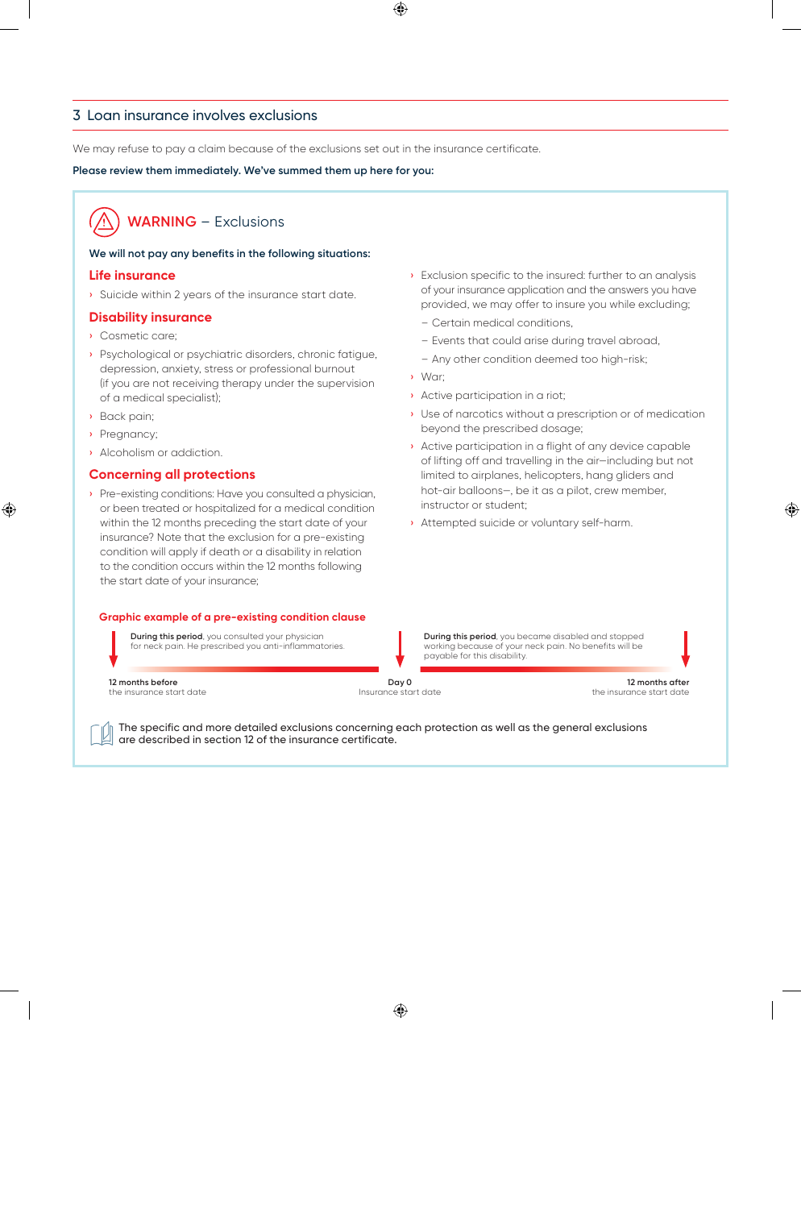## 3 Loan insurance involves exclusions

We may refuse to pay a claim because of the exclusions set out in the insurance certificate.

**Please review them immediately. We've summed them up here for you:**

### WARNING – Exclusions

**We will not pay any benefits in the following situations:**

#### Life insurance

- Suicide within 2 years of the insurance start date.

#### Disability insurance

- Cosmetic care;
- Psychological or psychiatric disorders, chronic fatigue, depression, anxiety, stress or professional burnout (if you are not receiving therapy under the supervision of a medical specialist);
- Back pain;
- Pregnancy;
- Alcoholism or addiction.

#### Concerning all protections

- Pre-existing conditions: Have you consulted a physician, or been treated or hospitalized for a medical condition within the 12 months preceding the start date of your insurance? Note that the exclusion for a pre-existing condition will apply if death or a disability in relation to the condition occurs within the 12 months following the start date of your insurance;
- Exclusion specific to the insured: further to an analysis of your insurance application and the answers you have provided, we may offer to insure you while excluding;
  - Certain medical conditions,
  - Events that could arise during travel abroad,
  - Any other condition deemed too high-risk;
- War;
- Active participation in a riot;
- Use of narcotics without a prescription or of medication beyond the prescribed dosage;
- Active participation in a flight of any device capable of lifting off and travelling in the air—including but not limited to airplanes, helicopters, hang gliders and hot-air balloons—, be it as a pilot, crew member, instructor or student;
- Attempted suicide or voluntary self-harm.

**Graphic example of a pre-existing condition clause**

**During this period**, you consulted your physician for neck pain. He prescribed you anti-inflammatories.

**During this period**, you became disabled and stopped working because of your neck pain. No benefits will be payable for this disability.

**12 months before** the insurance start date | **Day 0** Insurance start date | **12 months after** the insurance start date

The specific and more detailed exclusions concerning each protection as well as the general exclusions are described in section 12 of the insurance certificate.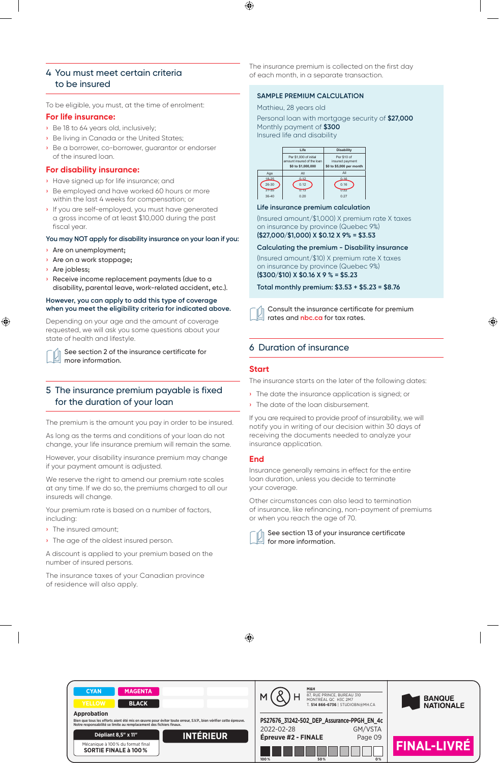## 4 You must meet certain criteria to be insured

To be eligible, you must, at the time of enrolment:

### For life insurance:

- Be 18 to 64 years old, inclusively;
- Be living in Canada or the United States;
- Be a borrower, co-borrower, guarantor or endorser of the insured loan.

### For disability insurance:

- Have signed up for life insurance; and
- Be employed and have worked 60 hours or more within the last 4 weeks for compensation; or
- If you are self-employed, you must have generated a gross income of at least $10,000 during the past fiscal year.

**You may NOT apply for disability insurance on your loan if you:**

- Are on unemployment;
- Are on a work stoppage;
- Are jobless;
- Receive income replacement payments (due to a disability, parental leave, work-related accident, etc.).

**However, you can apply to add this type of coverage when you meet the eligibility criteria for indicated above.**

Depending on your age and the amount of coverage requested, we will ask you some questions about your state of health and lifestyle.

See section 2 of the insurance certificate for more information.

## 5 The insurance premium payable is fixed for the duration of your loan

The premium is the amount you pay in order to be insured.

As long as the terms and conditions of your loan do not change, your life insurance premium will remain the same.

However, your disability insurance premium may change if your payment amount is adjusted.

We reserve the right to amend our premium rate scales at any time. If we do so, the premiums charged to all our insureds will change.

Your premium rate is based on a number of factors, including:

- The insured amount;
- The age of the oldest insured person.

A discount is applied to your premium based on the number of insured persons.

The insurance taxes of your Canadian province of residence will also apply.

The insurance premium is collected on the first day of each month, in a separate transaction.

**SAMPLE PREMIUM CALCULATION**

Mathieu, 28 years old

Personal loan with mortgage security of **$27,000**
Monthly payment of **$300**
Insured life and disability

| | Life | Disability |
|---|---|---|
| | Per $1,000 of initial amount insured of the loan **$0 to $1,000,000** | Per $10 of insured payment **$0 to $5,000 per month** |
| Age | All | All |
| 18-25 | 0.12 | 0.16 |
| 26-30 | 0.12 | 0.16 |
| 31-35 | 0.13 | 0.22 |
| 36-40 | 0.20 | 0.27 |

**Life insurance premium calculation**

(Insured amount/$1,000) X premium rate X taxes on insurance by province (Quebec 9%)
**($27,000/$1,000) X $0.12 X 9% = $3.53**

**Calculating the premium - Disability insurance**

(Insured amount/$10) X premium rate X taxes on insurance by province (Quebec 9%)
**($300/$10) X $0.16 X 9 % = $5.23**

**Total monthly premium: $3.53 + $5.23 = $8.76**

Consult the insurance certificate for premium rates and nbc.ca for tax rates.

## 6 Duration of insurance

### Start

The insurance starts on the later of the following dates:

- The date the insurance application is signed; or
- The date of the loan disbursement.

If you are required to provide proof of insurability, we will notify you in writing of our decision within 30 days of receiving the documents needed to analyze your insurance application.

### End

Insurance generally remains in effect for the entire loan duration, unless you decide to terminate your coverage.

Other circumstances can also lead to termination of insurance, like refinancing, non-payment of premiums or when you reach the age of 70.

See section 13 of your insurance certificate for more information.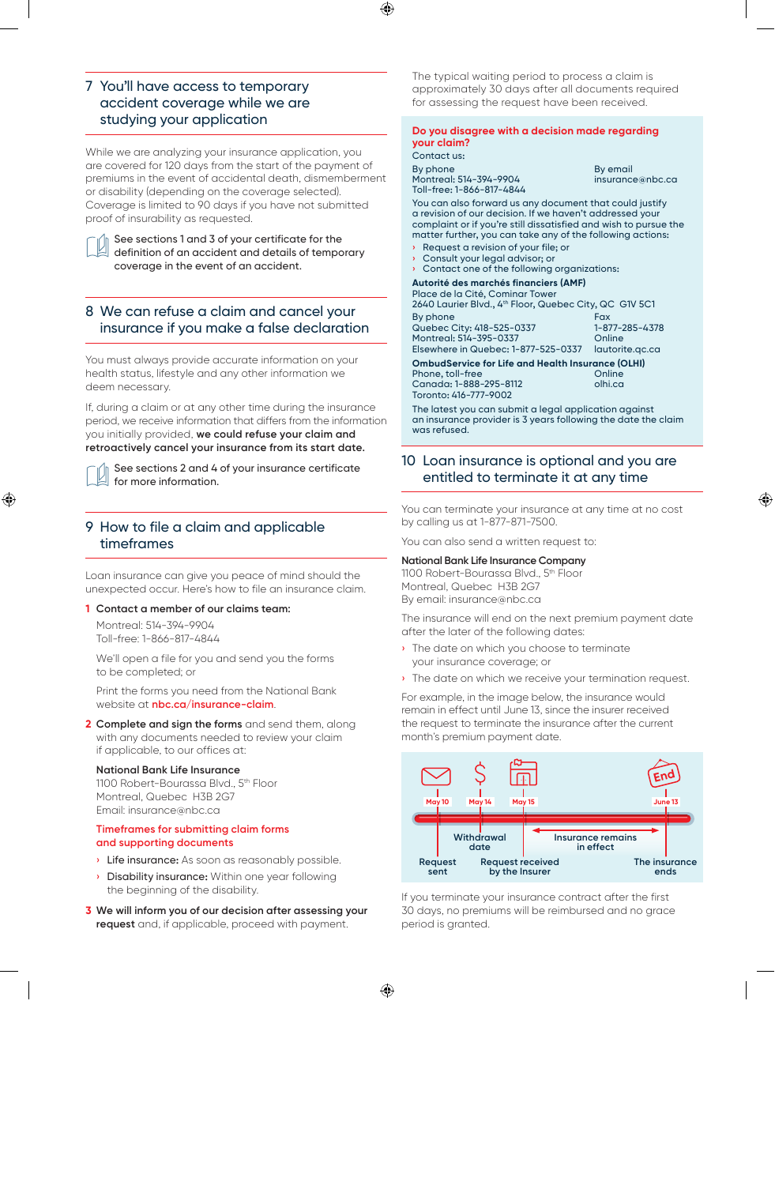## 7 You'll have access to temporary accident coverage while we are studying your application

While we are analyzing your insurance application, you are covered for 120 days from the start of the payment of premiums in the event of accidental death, dismemberment or disability (depending on the coverage selected). Coverage is limited to 90 days if you have not submitted proof of insurability as requested.

See sections 1 and 3 of your certificate for the definition of an accident and details of temporary coverage in the event of an accident.

## 8 We can refuse a claim and cancel your insurance if you make a false declaration

You must always provide accurate information on your health status, lifestyle and any other information we deem necessary.

If, during a claim or at any other time during the insurance period, we receive information that differs from the information you initially provided, **we could refuse your claim and retroactively cancel your insurance from its start date.**

See sections 2 and 4 of your insurance certificate for more information.

## 9 How to file a claim and applicable timeframes

Loan insurance can give you peace of mind should the unexpected occur. Here's how to file an insurance claim.

**1 Contact a member of our claims team:**

Montreal: 514-394-9904
Toll-free: 1-866-817-4844

We'll open a file for you and send you the forms to be completed; or

Print the forms you need from the National Bank website at nbc.ca/insurance-claim.

**2 Complete and sign the forms** and send them, along with any documents needed to review your claim if applicable, to our offices at:

**National Bank Life Insurance**
1100 Robert-Bourassa Blvd., 5th Floor
Montreal, Quebec H3B 2G7
Email: insurance@nbc.ca

**Timeframes for submitting claim forms and supporting documents**

- **Life insurance:** As soon as reasonably possible.
- **Disability insurance:** Within one year following the beginning of the disability.

**3 We will inform you of our decision after assessing your request** and, if applicable, proceed with payment.

The typical waiting period to process a claim is approximately 30 days after all documents required for assessing the request have been received.

**Do you disagree with a decision made regarding your claim?**

Contact us:

By phone
Montreal: 514-394-9904
Toll-free: 1-866-817-4844

By email
insurance@nbc.ca

You can also forward us any document that could justify a revision of our decision. If we haven't addressed your complaint or if you're still dissatisfied and wish to pursue the matter further, you can take any of the following actions:

- Request a revision of your file; or
- Consult your legal advisor; or
- Contact one of the following organizations:

**Autorité des marchés financiers (AMF)**
Place de la Cité, Cominar Tower
2640 Laurier Blvd., 4th Floor, Quebec City, QC G1V 5C1

By phone
Quebec City: 418-525-0337
Montreal: 514-395-0337
Elsewhere in Quebec: 1-877-525-0337

Fax
1-877-285-4378
Online
lautorite.qc.ca

**OmbudService for Life and Health Insurance (OLHI)**
Phone, toll-free
Canada: 1-888-295-8112
Toronto: 416-777-9002

Online
olhi.ca

The latest you can submit a legal application against an insurance provider is 3 years following the date the claim was refused.

## 10 Loan insurance is optional and you are entitled to terminate it at any time

You can terminate your insurance at any time at no cost by calling us at 1-877-871-7500.

You can also send a written request to:

**National Bank Life Insurance Company**
1100 Robert-Bourassa Blvd., 5th Floor
Montreal, Quebec H3B 2G7
By email: insurance@nbc.ca

The insurance will end on the next premium payment date after the later of the following dates:

- The date on which you choose to terminate your insurance coverage; or
- The date on which we receive your termination request.

For example, in the image below, the insurance would remain in effect until June 13, since the insurer received the request to terminate the insurance after the current month's premium payment date.

May 10 — Request sent; May 14 — Withdrawal date; May 15 — Request received by the Insurer; Insurance remains in effect; June 13 — End — The insurance ends

If you terminate your insurance contract after the first 30 days, no premiums will be reimbursed and no grace period is granted.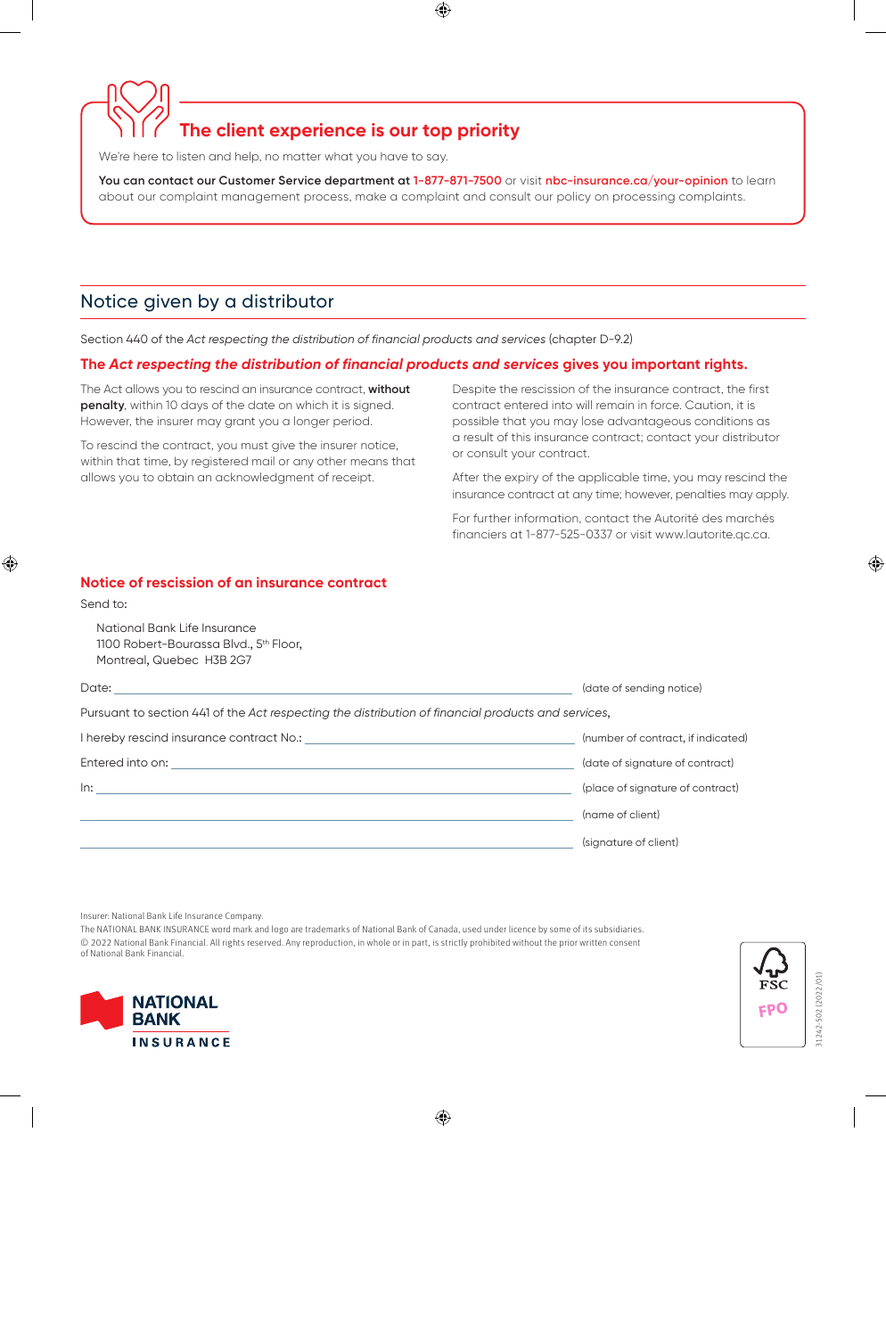## The client experience is our top priority

We're here to listen and help, no matter what you have to say.

**You can contact our Customer Service department at 1-877-871-7500** or visit **nbc-insurance.ca/your-opinion** to learn about our complaint management process, make a complaint and consult our policy on processing complaints.

## Notice given by a distributor

Section 440 of the *Act respecting the distribution of financial products and services* (chapter D-9.2)

### The *Act respecting the distribution of financial products and services* gives you important rights.

The Act allows you to rescind an insurance contract, **without penalty**, within 10 days of the date on which it is signed. However, the insurer may grant you a longer period.

To rescind the contract, you must give the insurer notice, within that time, by registered mail or any other means that allows you to obtain an acknowledgment of receipt.

Despite the rescission of the insurance contract, the first contract entered into will remain in force. Caution, it is possible that you may lose advantageous conditions as a result of this insurance contract; contact your distributor or consult your contract.

After the expiry of the applicable time, you may rescind the insurance contract at any time; however, penalties may apply.

For further information, contact the Autorité des marchés financiers at 1-877-525-0337 or visit www.lautorite.qc.ca.

### Notice of rescission of an insurance contract

Send to:

National Bank Life Insurance
1100 Robert-Bourassa Blvd., 5th Floor,
Montreal, Quebec H3B 2G7

Date: ______________________________ (date of sending notice)

Pursuant to section 441 of the *Act respecting the distribution of financial products and services*,

I hereby rescind insurance contract No.: ______________________________ (number of contract, if indicated)

Entered into on: ______________________________ (date of signature of contract)

In: ______________________________ (place of signature of contract)

______________________________ (name of client)

______________________________ (signature of client)

Insurer: National Bank Life Insurance Company.

The NATIONAL BANK INSURANCE word mark and logo are trademarks of National Bank of Canada, used under licence by some of its subsidiaries.

© 2022 National Bank Financial. All rights reserved. Any reproduction, in whole or in part, is strictly prohibited without the prior written consent of National Bank Financial.

NATIONAL BANK INSURANCE

FSC FPO

31242-502 (2022/01)